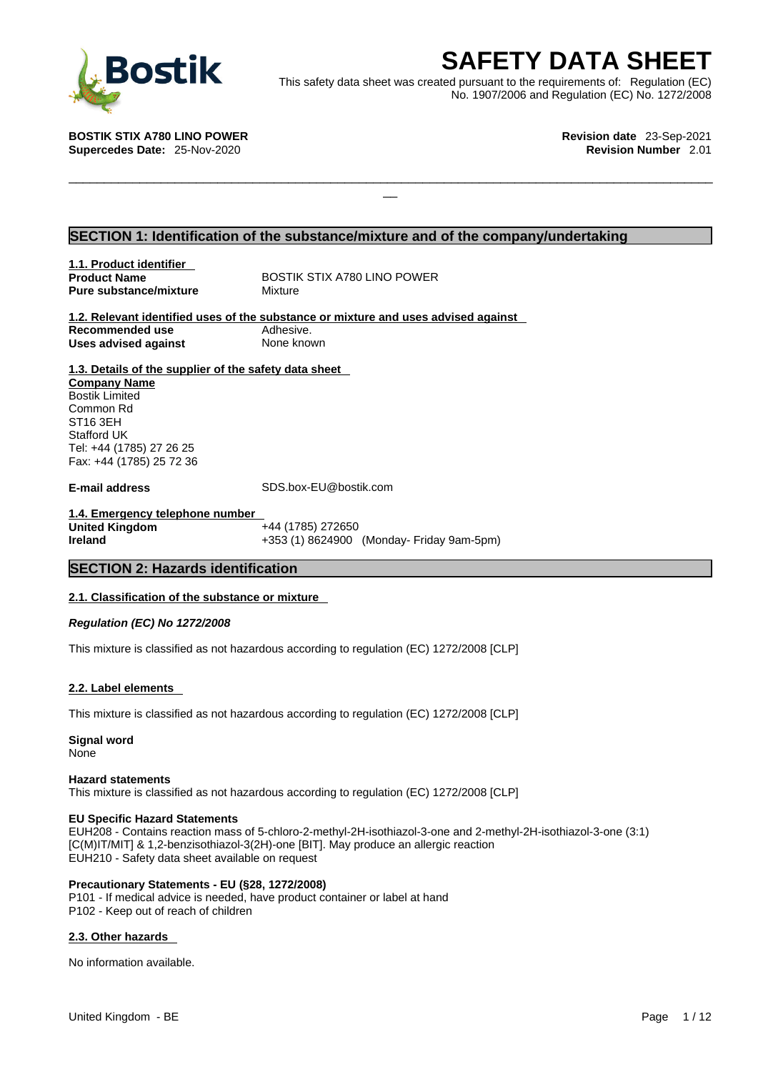# SAFETY DATA SHEET

This safety data sheet was created pursuant to the requirements of: Regulation (EC) No. 1907/2006 and Regulation (EC) No. 1272/2008

**BOSTIK STIX A780 LINO POWER**
**Supercedes Date:** 25-Nov-2020

**Revision date** 23-Sep-2021
**Revision Number** 2.01

## SECTION 1: Identification of the substance/mixture and of the company/undertaking

### 1.1. Product identifier

| | |
|---|---|
| **Product Name** | BOSTIK STIX A780 LINO POWER |
| **Pure substance/mixture** | Mixture |

### 1.2. Relevant identified uses of the substance or mixture and uses advised against

| | |
|---|---|
| **Recommended use** | Adhesive. |
| **Uses advised against** | None known |

### 1.3. Details of the supplier of the safety data sheet

**Company Name**
Bostik Limited
Common Rd
ST16 3EH
Stafford UK
Tel: +44 (1785) 27 26 25
Fax: +44 (1785) 25 72 36

**E-mail address** SDS.box-EU@bostik.com

### 1.4. Emergency telephone number

| | |
|---|---|
| **United Kingdom** | +44 (1785) 272650 |
| **Ireland** | +353 (1) 8624900 (Monday- Friday 9am-5pm) |

## SECTION 2: Hazards identification

### 2.1. Classification of the substance or mixture

***Regulation (EC) No 1272/2008***

This mixture is classified as not hazardous according to regulation (EC) 1272/2008 [CLP]

### 2.2. Label elements

This mixture is classified as not hazardous according to regulation (EC) 1272/2008 [CLP]

**Signal word**
None

**Hazard statements**
This mixture is classified as not hazardous according to regulation (EC) 1272/2008 [CLP]

**EU Specific Hazard Statements**
EUH208 - Contains reaction mass of 5-chloro-2-methyl-2H-isothiazol-3-one and 2-methyl-2H-isothiazol-3-one (3:1) [C(M)IT/MIT] & 1,2-benzisothiazol-3(2H)-one [BIT]. May produce an allergic reaction
EUH210 - Safety data sheet available on request

**Precautionary Statements - EU (§28, 1272/2008)**
P101 - If medical advice is needed, have product container or label at hand
P102 - Keep out of reach of children

### 2.3. Other hazards

No information available.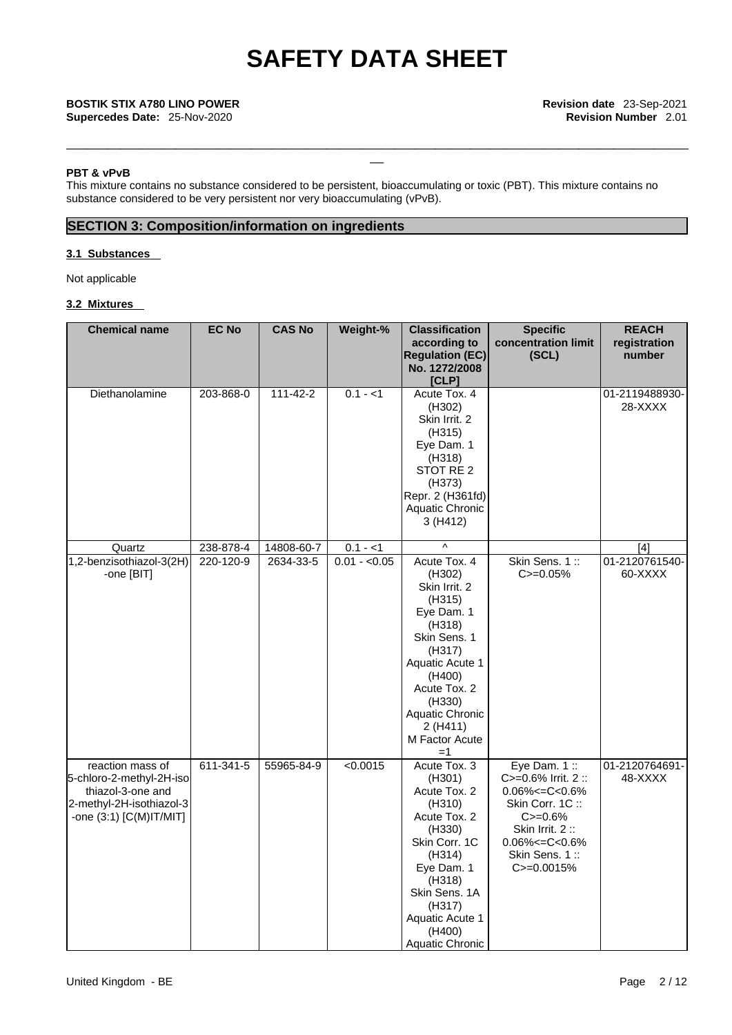#### PBT & vPvB

This mixture contains no substance considered to be persistent, bioaccumulating or toxic (PBT). This mixture contains no substance considered to be very persistent nor very bioaccumulating (vPvB).

## SECTION 3: Composition/information on ingredients

### 3.1 Substances

Not applicable

### 3.2 Mixtures

| Chemical name | EC No | CAS No | Weight-% | Classification according to Regulation (EC) No. 1272/2008 [CLP] | Specific concentration limit (SCL) | REACH registration number |
|---|---|---|---|---|---|---|
| Diethanolamine | 203-868-0 | 111-42-2 | 0.1 - <1 | Acute Tox. 4 (H302) Skin Irrit. 2 (H315) Eye Dam. 1 (H318) STOT RE 2 (H373) Repr. 2 (H361fd) Aquatic Chronic 3 (H412) | | 01-2119488930-28-XXXX |
| Quartz | 238-878-4 | 14808-60-7 | 0.1 - <1 | ^ | | [4] |
| 1,2-benzisothiazol-3(2H)-one [BIT] | 220-120-9 | 2634-33-5 | 0.01 - <0.05 | Acute Tox. 4 (H302) Skin Irrit. 2 (H315) Eye Dam. 1 (H318) Skin Sens. 1 (H317) Aquatic Acute 1 (H400) Acute Tox. 2 (H330) Aquatic Chronic 2 (H411) M Factor Acute =1 | Skin Sens. 1 :: C>=0.05% | 01-2120761540-60-XXXX |
| reaction mass of 5-chloro-2-methyl-2H-isothiazol-3-one and 2-methyl-2H-isothiazol-3-one (3:1) [C(M)IT/MIT] | 611-341-5 | 55965-84-9 | <0.0015 | Acute Tox. 3 (H301) Acute Tox. 2 (H310) Acute Tox. 2 (H330) Skin Corr. 1C (H314) Eye Dam. 1 (H318) Skin Sens. 1A (H317) Aquatic Acute 1 (H400) Aquatic Chronic | Eye Dam. 1 :: C>=0.6% Irrit. 2 :: 0.06%<=C<0.6% Skin Corr. 1C :: C>=0.6% Skin Irrit. 2 :: 0.06%<=C<0.6% Skin Sens. 1 :: C>=0.0015% | 01-2120764691-48-XXXX |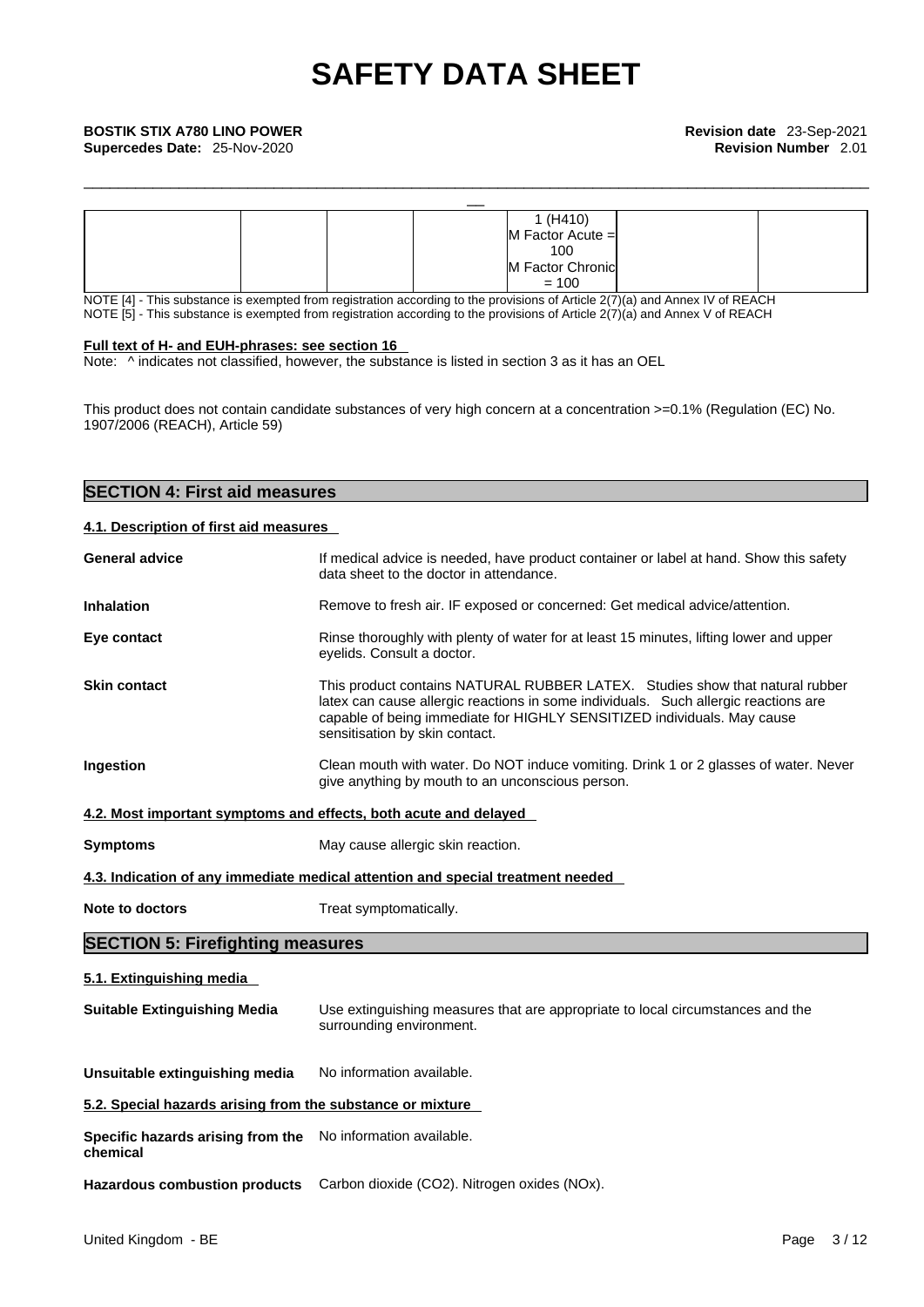| | | | | 1 (H410) M Factor Acute = 100 M Factor Chronic = 100 | |
|---|---|---|---|---|---|

NOTE [4] - This substance is exempted from registration according to the provisions of Article 2(7)(a) and Annex IV of REACH
NOTE [5] - This substance is exempted from registration according to the provisions of Article 2(7)(a) and Annex V of REACH

**Full text of H- and EUH-phrases: see section 16**

Note: ^ indicates not classified, however, the substance is listed in section 3 as it has an OEL

This product does not contain candidate substances of very high concern at a concentration >=0.1% (Regulation (EC) No. 1907/2006 (REACH), Article 59)

## SECTION 4: First aid measures

### 4.1. Description of first aid measures

**General advice** — If medical advice is needed, have product container or label at hand. Show this safety data sheet to the doctor in attendance.

**Inhalation** — Remove to fresh air. IF exposed or concerned: Get medical advice/attention.

**Eye contact** — Rinse thoroughly with plenty of water for at least 15 minutes, lifting lower and upper eyelids. Consult a doctor.

**Skin contact** — This product contains NATURAL RUBBER LATEX. Studies show that natural rubber latex can cause allergic reactions in some individuals. Such allergic reactions are capable of being immediate for HIGHLY SENSITIZED individuals. May cause sensitisation by skin contact.

**Ingestion** — Clean mouth with water. Do NOT induce vomiting. Drink 1 or 2 glasses of water. Never give anything by mouth to an unconscious person.

### 4.2. Most important symptoms and effects, both acute and delayed

**Symptoms** — May cause allergic skin reaction.

### 4.3. Indication of any immediate medical attention and special treatment needed

**Note to doctors** — Treat symptomatically.

## SECTION 5: Firefighting measures

### 5.1. Extinguishing media

**Suitable Extinguishing Media** — Use extinguishing measures that are appropriate to local circumstances and the surrounding environment.

**Unsuitable extinguishing media** — No information available.

### 5.2. Special hazards arising from the substance or mixture

**Specific hazards arising from the chemical** — No information available.

**Hazardous combustion products** — Carbon dioxide ($CO_2$). Nitrogen oxides (NOx).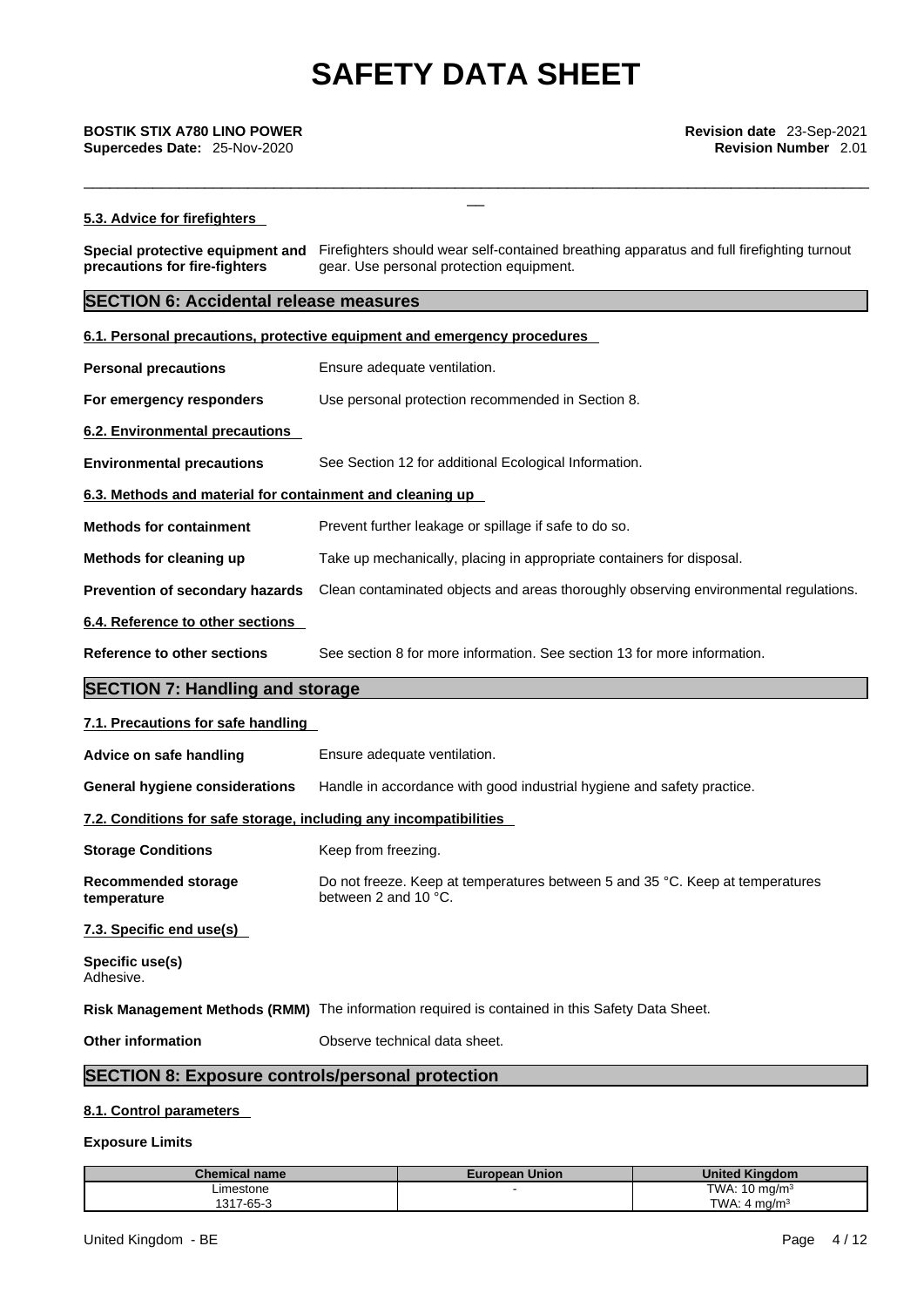# SAFETY DATA SHEET

**BOSTIK STIX A780 LINO POWER** **Revision date** 23-Sep-2021
**Supercedes Date:** 25-Nov-2020 **Revision Number** 2.01

### 5.3. Advice for firefighters

**Special protective equipment and precautions for fire-fighters** Firefighters should wear self-contained breathing apparatus and full firefighting turnout gear. Use personal protection equipment.

## SECTION 6: Accidental release measures

### 6.1. Personal precautions, protective equipment and emergency procedures

**Personal precautions** Ensure adequate ventilation.

**For emergency responders** Use personal protection recommended in Section 8.

### 6.2. Environmental precautions

**Environmental precautions** See Section 12 for additional Ecological Information.

### 6.3. Methods and material for containment and cleaning up

**Methods for containment** Prevent further leakage or spillage if safe to do so.

**Methods for cleaning up** Take up mechanically, placing in appropriate containers for disposal.

**Prevention of secondary hazards** Clean contaminated objects and areas thoroughly observing environmental regulations.

### 6.4. Reference to other sections

**Reference to other sections** See section 8 for more information. See section 13 for more information.

## SECTION 7: Handling and storage

### 7.1. Precautions for safe handling

**Advice on safe handling** Ensure adequate ventilation.

**General hygiene considerations** Handle in accordance with good industrial hygiene and safety practice.

### 7.2. Conditions for safe storage, including any incompatibilities

**Storage Conditions** Keep from freezing.

**Recommended storage temperature** Do not freeze. Keep at temperatures between 5 and 35 °C. Keep at temperatures between 2 and 10 °C.

### 7.3. Specific end use(s)

**Specific use(s)**
Adhesive.

**Risk Management Methods (RMM)** The information required is contained in this Safety Data Sheet.

**Other information** Observe technical data sheet.

## SECTION 8: Exposure controls/personal protection

### 8.1. Control parameters

**Exposure Limits**

| Chemical name | European Union | United Kingdom |
|---|---|---|
| Limestone<br>1317-65-3 | - | TWA: 10 mg/m³<br>TWA: 4 mg/m³ |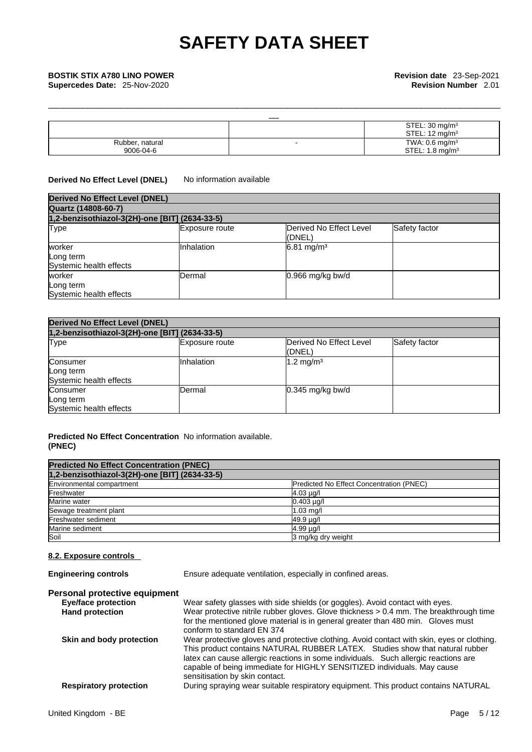| | | STEL: 30 mg/m³<br>STEL: 12 mg/m³ |
|---|---|---|
| Rubber, natural<br>9006-04-6 | - | TWA: 0.6 mg/m³<br>STEL: 1.8 mg/m³ |

**Derived No Effect Level (DNEL)** No information available

| **Derived No Effect Level (DNEL)** | | | |
|---|---|---|---|
| **Quartz (14808-60-7)** | | | |
| **1,2-benzisothiazol-3(2H)-one [BIT] (2634-33-5)** | | | |
| Type | Exposure route | Derived No Effect Level (DNEL) | Safety factor |
| worker<br>Long term<br>Systemic health effects | Inhalation | 6.81 mg/m³ | |
| worker<br>Long term<br>Systemic health effects | Dermal | 0.966 mg/kg bw/d | |

| **Derived No Effect Level (DNEL)** | | | |
|---|---|---|---|
| **1,2-benzisothiazol-3(2H)-one [BIT] (2634-33-5)** | | | |
| Type | Exposure route | Derived No Effect Level (DNEL) | Safety factor |
| Consumer<br>Long term<br>Systemic health effects | Inhalation | 1.2 mg/m³ | |
| Consumer<br>Long term<br>Systemic health effects | Dermal | 0.345 mg/kg bw/d | |

**Predicted No Effect Concentration (PNEC)** No information available.

| **Predicted No Effect Concentration (PNEC)** | |
|---|---|
| **1,2-benzisothiazol-3(2H)-one [BIT] (2634-33-5)** | |
| Environmental compartment | Predicted No Effect Concentration (PNEC) |
| Freshwater | 4.03 µg/l |
| Marine water | 0.403 µg/l |
| Sewage treatment plant | 1.03 mg/l |
| Freshwater sediment | 49.9 µg/l |
| Marine sediment | 4.99 µg/l |
| Soil | 3 mg/kg dry weight |

### 8.2. Exposure controls

**Engineering controls** Ensure adequate ventilation, especially in confined areas.

**Personal protective equipment**

**Eye/face protection** Wear safety glasses with side shields (or goggles). Avoid contact with eyes.

**Hand protection** Wear protective nitrile rubber gloves. Glove thickness > 0.4 mm. The breakthrough time for the mentioned glove material is in general greater than 480 min. Gloves must conform to standard EN 374

**Skin and body protection** Wear protective gloves and protective clothing. Avoid contact with skin, eyes or clothing. This product contains NATURAL RUBBER LATEX. Studies show that natural rubber latex can cause allergic reactions in some individuals. Such allergic reactions are capable of being immediate for HIGHLY SENSITIZED individuals. May cause sensitisation by skin contact.

**Respiratory protection** During spraying wear suitable respiratory equipment. This product contains NATURAL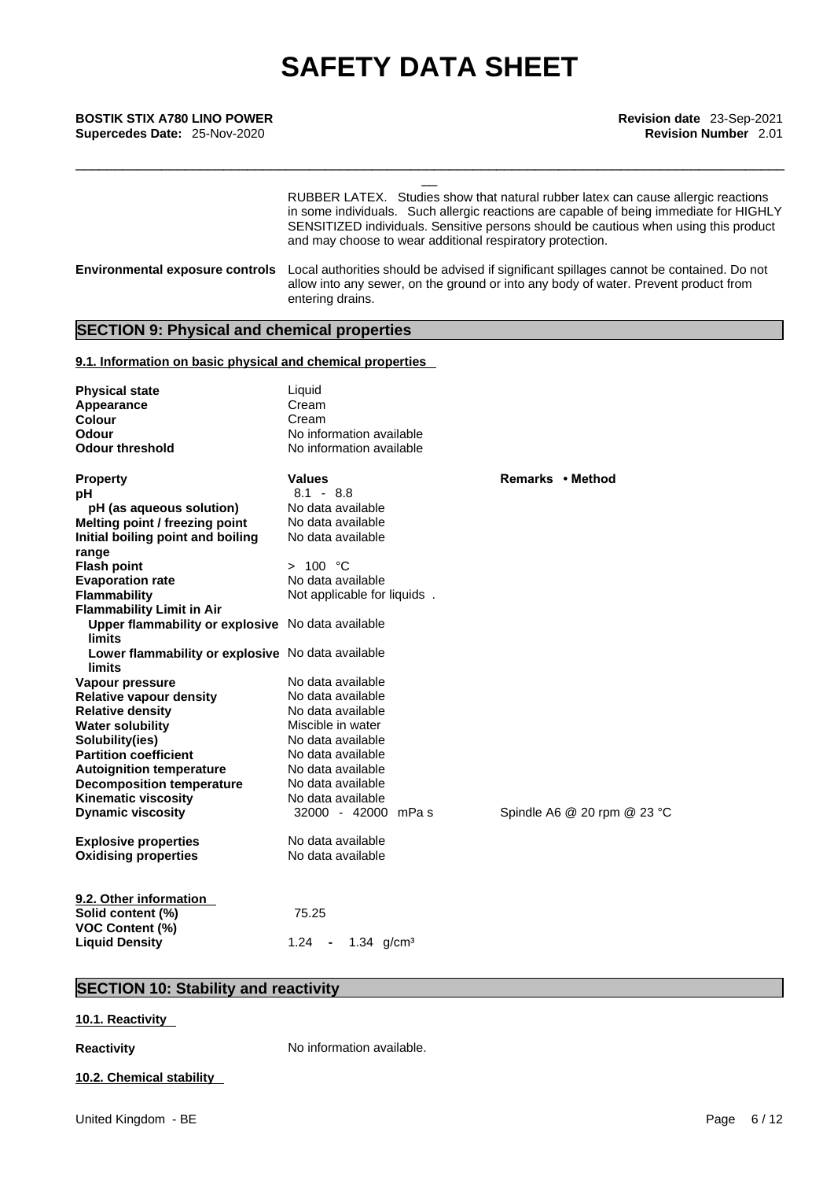RUBBER LATEX. Studies show that natural rubber latex can cause allergic reactions in some individuals. Such allergic reactions are capable of being immediate for HIGHLY SENSITIZED individuals. Sensitive persons should be cautious when using this product and may choose to wear additional respiratory protection.

**Environmental exposure controls** Local authorities should be advised if significant spillages cannot be contained. Do not allow into any sewer, on the ground or into any body of water. Prevent product from entering drains.

## SECTION 9: Physical and chemical properties

### 9.1. Information on basic physical and chemical properties

| | |
|---|---|
| **Physical state** | Liquid |
| **Appearance** | Cream |
| **Colour** | Cream |
| **Odour** | No information available |
| **Odour threshold** | No information available |

| **Property** | **Values** | **Remarks • Method** |
|---|---|---|
| **pH** | 8.1 - 8.8 | |
| **pH (as aqueous solution)** | No data available | |
| **Melting point / freezing point** | No data available | |
| **Initial boiling point and boiling range** | No data available | |
| **Flash point** | > 100 °C | |
| **Evaporation rate** | No data available | |
| **Flammability** | Not applicable for liquids . | |
| **Flammability Limit in Air** | | |
| **Upper flammability or explosive limits** | No data available | |
| **Lower flammability or explosive limits** | No data available | |
| **Vapour pressure** | No data available | |
| **Relative vapour density** | No data available | |
| **Relative density** | No data available | |
| **Water solubility** | Miscible in water | |
| **Solubility(ies)** | No data available | |
| **Partition coefficient** | No data available | |
| **Autoignition temperature** | No data available | |
| **Decomposition temperature** | No data available | |
| **Kinematic viscosity** | No data available | |
| **Dynamic viscosity** | 32000 - 42000 mPa s | Spindle A6 @ 20 rpm @ 23 °C |
| **Explosive properties** | No data available | |
| **Oxidising properties** | No data available | |

### 9.2. Other information

| | |
|---|---|
| **Solid content (%)** | 75.25 |
| **VOC Content (%)** | |
| **Liquid Density** | 1.24 - 1.34 g/cm³ |

## SECTION 10: Stability and reactivity

### 10.1. Reactivity

**Reactivity** No information available.

### 10.2. Chemical stability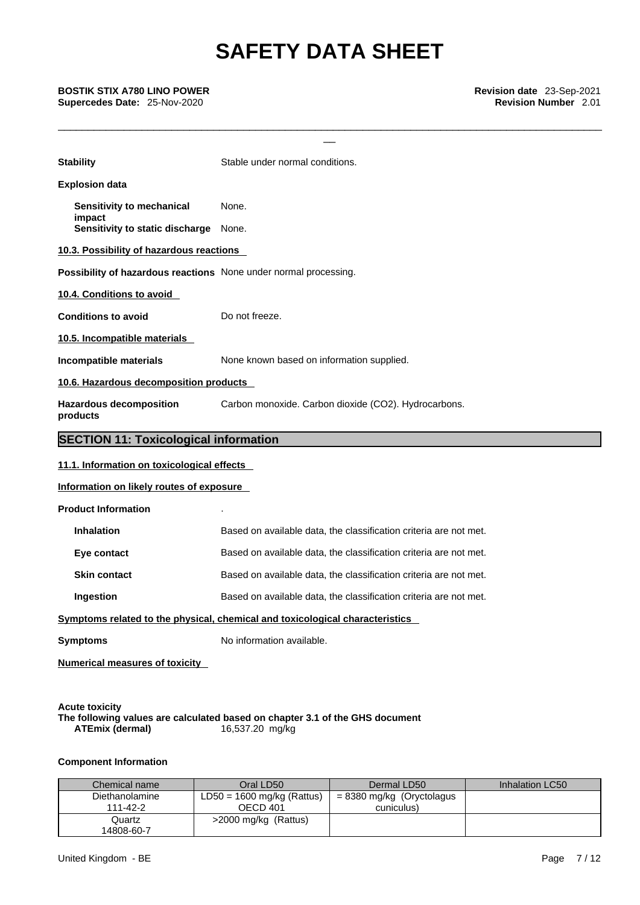**Stability** Stable under normal conditions.

**Explosion data**

**Sensitivity to mechanical impact** None.

**Sensitivity to static discharge** None.

**10.3. Possibility of hazardous reactions**

**Possibility of hazardous reactions** None under normal processing.

**10.4. Conditions to avoid**

**Conditions to avoid** Do not freeze.

**10.5. Incompatible materials**

**Incompatible materials** None known based on information supplied.

**10.6. Hazardous decomposition products**

**Hazardous decomposition products** Carbon monoxide. Carbon dioxide ($CO_2$). Hydrocarbons.

## SECTION 11: Toxicological information

**11.1. Information on toxicological effects**

**Information on likely routes of exposure**

**Product Information** .

**Inhalation** Based on available data, the classification criteria are not met.

**Eye contact** Based on available data, the classification criteria are not met.

**Skin contact** Based on available data, the classification criteria are not met.

**Ingestion** Based on available data, the classification criteria are not met.

**Symptoms related to the physical, chemical and toxicological characteristics**

**Symptoms** No information available.

**Numerical measures of toxicity**

**Acute toxicity**

**The following values are calculated based on chapter 3.1 of the GHS document**

**ATEmix (dermal)** 16,537.20 mg/kg

**Component Information**

| Chemical name | Oral LD50 | Dermal LD50 | Inhalation LC50 |
|---|---|---|---|
| Diethanolamine<br>111-42-2 | LD50 = 1600 mg/kg (Rattus)<br>OECD 401 | = 8380 mg/kg (Oryctolagus cuniculus) | |
| Quartz<br>14808-60-7 | >2000 mg/kg (Rattus) | | |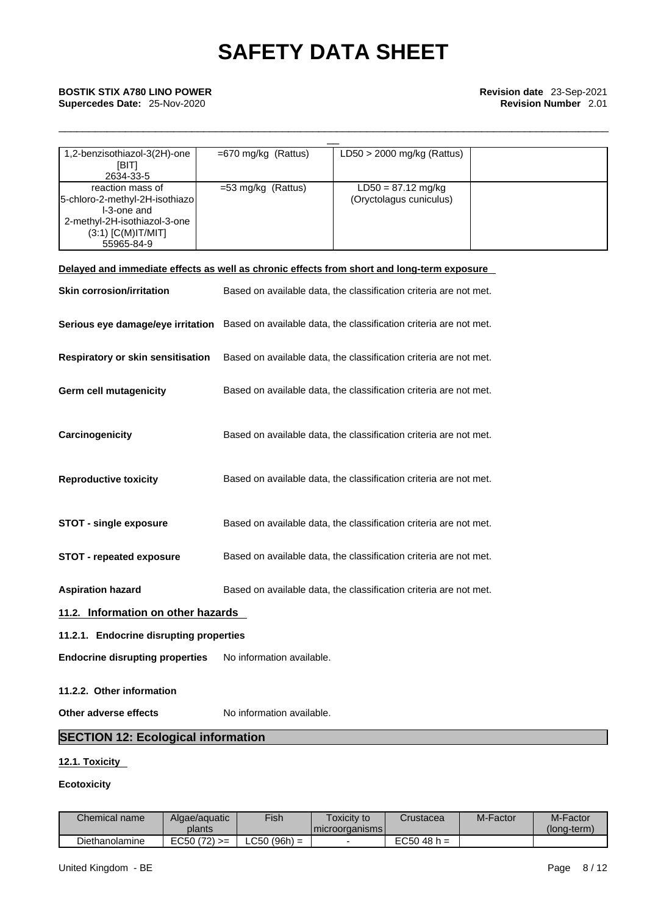| | | | |
|---|---|---|---|
| 1,2-benzisothiazol-3(2H)-one [BIT] 2634-33-5 | =670 mg/kg (Rattus) | LD50 > 2000 mg/kg (Rattus) | |
| reaction mass of 5-chloro-2-methyl-2H-isothiazol-3-one and 2-methyl-2H-isothiazol-3-one (3:1) [C(M)IT/MIT] 55965-84-9 | =53 mg/kg (Rattus) | LD50 = 87.12 mg/kg (Oryctolagus cuniculus) | |

**Delayed and immediate effects as well as chronic effects from short and long-term exposure**

**Skin corrosion/irritation** Based on available data, the classification criteria are not met.

**Serious eye damage/eye irritation** Based on available data, the classification criteria are not met.

**Respiratory or skin sensitisation** Based on available data, the classification criteria are not met.

**Germ cell mutagenicity** Based on available data, the classification criteria are not met.

**Carcinogenicity** Based on available data, the classification criteria are not met.

**Reproductive toxicity** Based on available data, the classification criteria are not met.

**STOT - single exposure** Based on available data, the classification criteria are not met.

**STOT - repeated exposure** Based on available data, the classification criteria are not met.

**Aspiration hazard** Based on available data, the classification criteria are not met.

### 11.2. Information on other hazards

#### 11.2.1. Endocrine disrupting properties

**Endocrine disrupting properties** No information available.

#### 11.2.2. Other information

**Other adverse effects** No information available.

## SECTION 12: Ecological information

### 12.1. Toxicity

**Ecotoxicity**

| Chemical name | Algae/aquatic plants | Fish | Toxicity to microorganisms | Crustacea | M-Factor | M-Factor (long-term) |
|---|---|---|---|---|---|---|
| Diethanolamine | EC50 (72) >= | LC50 (96h) = | - | EC50 48 h = | | |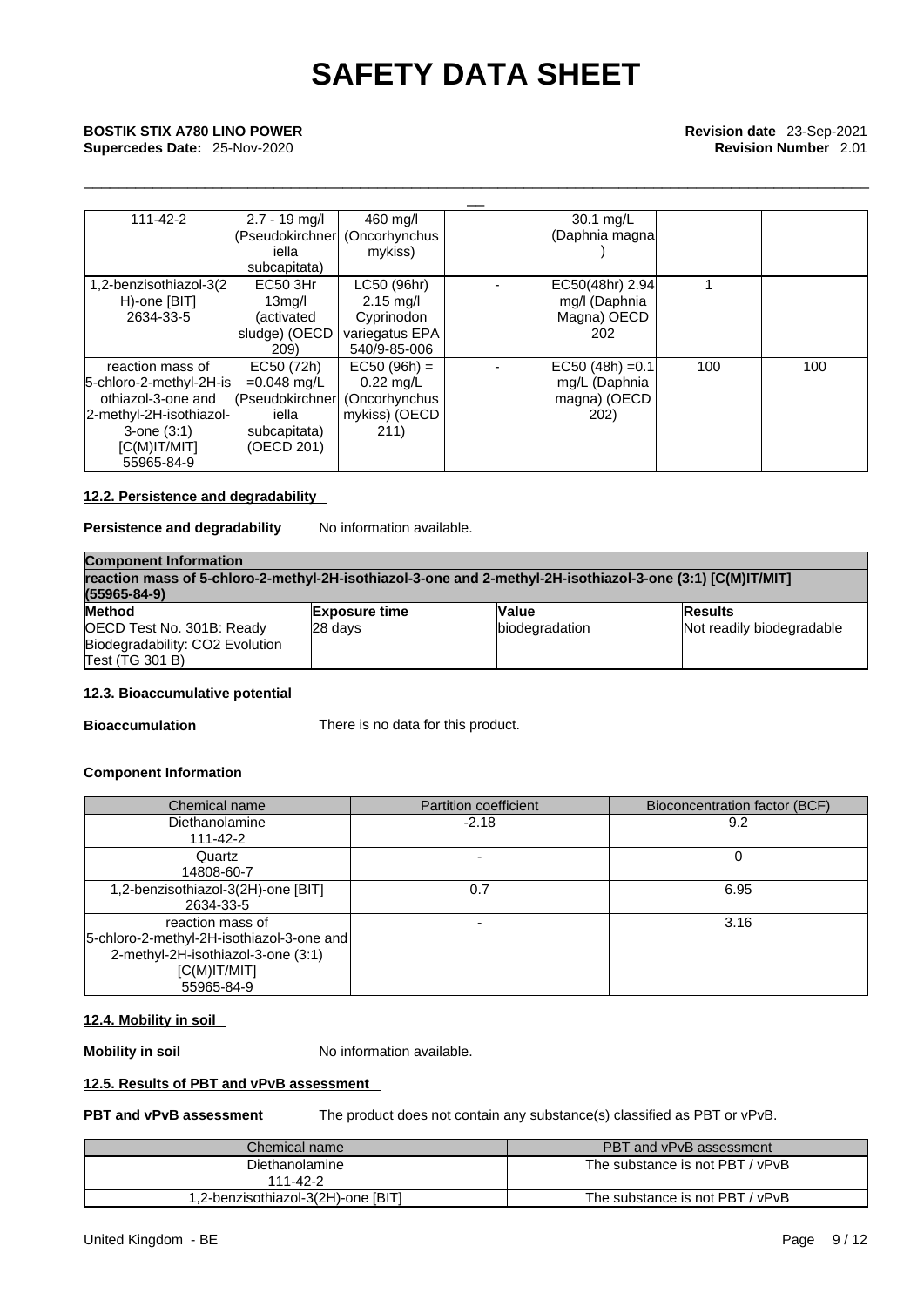| 111-42-2 | 2.7 - 19 mg/l (Pseudokirchneriella subcapitata) | 460 mg/l (Oncorhynchus mykiss) | | 30.1 mg/L (Daphnia magna) | | |
|---|---|---|---|---|---|---|
| 1,2-benzisothiazol-3(2H)-one [BIT] 2634-33-5 | EC50 3Hr 13mg/l (activated sludge) (OECD 209) | LC50 (96hr) 2.15 mg/l Cyprinodon variegatus EPA 540/9-85-006 | - | EC50(48hr) 2.94 mg/l (Daphnia Magna) OECD 202 | 1 | |
| reaction mass of 5-chloro-2-methyl-2H-isothiazol-3-one and 2-methyl-2H-isothiazol-3-one (3:1) [C(M)IT/MIT] 55965-84-9 | EC50 (72h) =0.048 mg/L (Pseudokirchneriella subcapitata) (OECD 201) | EC50 (96h) = 0.22 mg/L (Oncorhynchus mykiss) (OECD 211) | - | EC50 (48h) =0.1 mg/L (Daphnia magna) (OECD 202) | 100 | 100 |

### 12.2. Persistence and degradability

**Persistence and degradability** No information available.

| **Component Information** | | | |
|---|---|---|---|
| **reaction mass of 5-chloro-2-methyl-2H-isothiazol-3-one and 2-methyl-2H-isothiazol-3-one (3:1) [C(M)IT/MIT] (55965-84-9)** | | | |
| **Method** | **Exposure time** | **Value** | **Results** |
| OECD Test No. 301B: Ready Biodegradability: CO2 Evolution Test (TG 301 B) | 28 days | biodegradation | Not readily biodegradable |

### 12.3. Bioaccumulative potential

**Bioaccumulation** There is no data for this product.

**Component Information**

| Chemical name | Partition coefficient | Bioconcentration factor (BCF) |
|---|---|---|
| Diethanolamine 111-42-2 | -2.18 | 9.2 |
| Quartz 14808-60-7 | - | 0 |
| 1,2-benzisothiazol-3(2H)-one [BIT] 2634-33-5 | 0.7 | 6.95 |
| reaction mass of 5-chloro-2-methyl-2H-isothiazol-3-one and 2-methyl-2H-isothiazol-3-one (3:1) [C(M)IT/MIT] 55965-84-9 | - | 3.16 |

### 12.4. Mobility in soil

**Mobility in soil** No information available.

### 12.5. Results of PBT and vPvB assessment

**PBT and vPvB assessment** The product does not contain any substance(s) classified as PBT or vPvB.

| Chemical name | PBT and vPvB assessment |
|---|---|
| Diethanolamine 111-42-2 | The substance is not PBT / vPvB |
| 1,2-benzisothiazol-3(2H)-one [BIT] | The substance is not PBT / vPvB |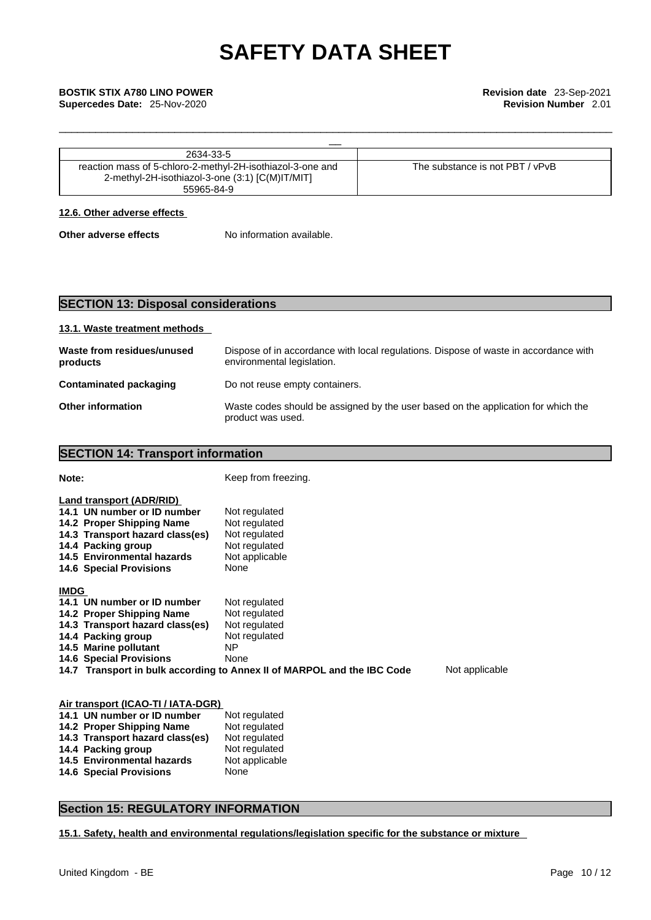| | |
|---|---|
| 2634-33-5 | |
| reaction mass of 5-chloro-2-methyl-2H-isothiazol-3-one and 2-methyl-2H-isothiazol-3-one (3:1) [C(M)IT/MIT] 55965-84-9 | The substance is not PBT / vPvB |

**12.6. Other adverse effects**

**Other adverse effects** No information available.

## SECTION 13: Disposal considerations

**13.1. Waste treatment methods**

**Waste from residues/unused products** Dispose of in accordance with local regulations. Dispose of waste in accordance with environmental legislation.

**Contaminated packaging** Do not reuse empty containers.

**Other information** Waste codes should be assigned by the user based on the application for which the product was used.

## SECTION 14: Transport information

**Note:** Keep from freezing.

**Land transport (ADR/RID)**

| | |
|---|---|
| **14.1 UN number or ID number** | Not regulated |
| **14.2 Proper Shipping Name** | Not regulated |
| **14.3 Transport hazard class(es)** | Not regulated |
| **14.4 Packing group** | Not regulated |
| **14.5 Environmental hazards** | Not applicable |
| **14.6 Special Provisions** | None |

**IMDG**

| | |
|---|---|
| **14.1 UN number or ID number** | Not regulated |
| **14.2 Proper Shipping Name** | Not regulated |
| **14.3 Transport hazard class(es)** | Not regulated |
| **14.4 Packing group** | Not regulated |
| **14.5 Marine pollutant** | NP |
| **14.6 Special Provisions** | None |
| **14.7 Transport in bulk according to Annex II of MARPOL and the IBC Code** | Not applicable |

**Air transport (ICAO-TI / IATA-DGR)**

| | |
|---|---|
| **14.1 UN number or ID number** | Not regulated |
| **14.2 Proper Shipping Name** | Not regulated |
| **14.3 Transport hazard class(es)** | Not regulated |
| **14.4 Packing group** | Not regulated |
| **14.5 Environmental hazards** | Not applicable |
| **14.6 Special Provisions** | None |

## Section 15: REGULATORY INFORMATION

**15.1. Safety, health and environmental regulations/legislation specific for the substance or mixture**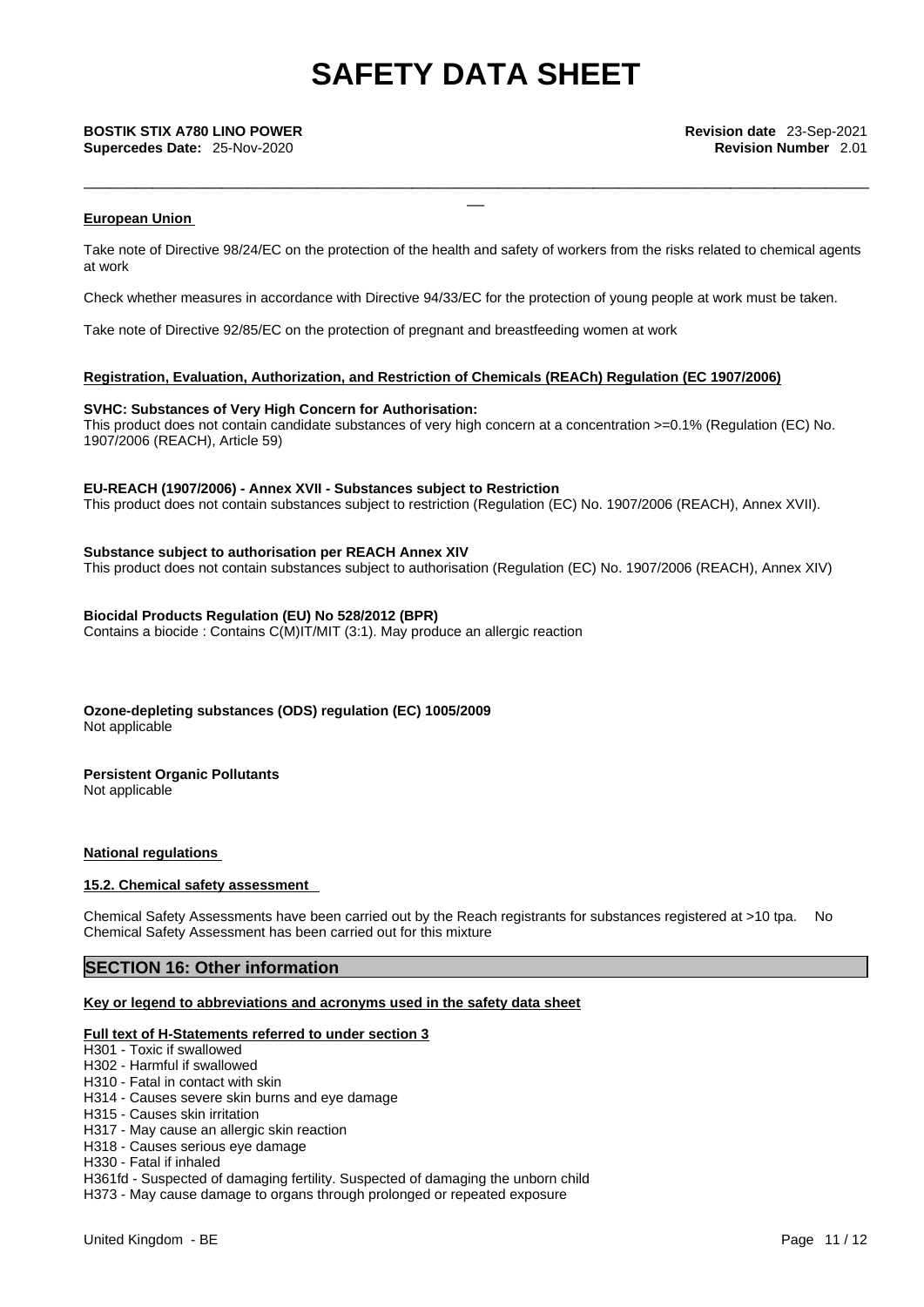#### European Union

Take note of Directive 98/24/EC on the protection of the health and safety of workers from the risks related to chemical agents at work

Check whether measures in accordance with Directive 94/33/EC for the protection of young people at work must be taken.

Take note of Directive 92/85/EC on the protection of pregnant and breastfeeding women at work

#### Registration, Evaluation, Authorization, and Restriction of Chemicals (REACh) Regulation (EC 1907/2006)

**SVHC: Substances of Very High Concern for Authorisation:**
This product does not contain candidate substances of very high concern at a concentration >=0.1% (Regulation (EC) No. 1907/2006 (REACH), Article 59)

**EU-REACH (1907/2006) - Annex XVII - Substances subject to Restriction**
This product does not contain substances subject to restriction (Regulation (EC) No. 1907/2006 (REACH), Annex XVII).

**Substance subject to authorisation per REACH Annex XIV**
This product does not contain substances subject to authorisation (Regulation (EC) No. 1907/2006 (REACH), Annex XIV)

**Biocidal Products Regulation (EU) No 528/2012 (BPR)**
Contains a biocide : Contains C(M)IT/MIT (3:1). May produce an allergic reaction

**Ozone-depleting substances (ODS) regulation (EC) 1005/2009**
Not applicable

**Persistent Organic Pollutants**
Not applicable

#### National regulations

#### 15.2. Chemical safety assessment

Chemical Safety Assessments have been carried out by the Reach registrants for substances registered at >10 tpa. No Chemical Safety Assessment has been carried out for this mixture

## SECTION 16: Other information

#### Key or legend to abbreviations and acronyms used in the safety data sheet

#### Full text of H-Statements referred to under section 3

H301 - Toxic if swallowed
H302 - Harmful if swallowed
H310 - Fatal in contact with skin
H314 - Causes severe skin burns and eye damage
H315 - Causes skin irritation
H317 - May cause an allergic skin reaction
H318 - Causes serious eye damage
H330 - Fatal if inhaled
H361fd - Suspected of damaging fertility. Suspected of damaging the unborn child
H373 - May cause damage to organs through prolonged or repeated exposure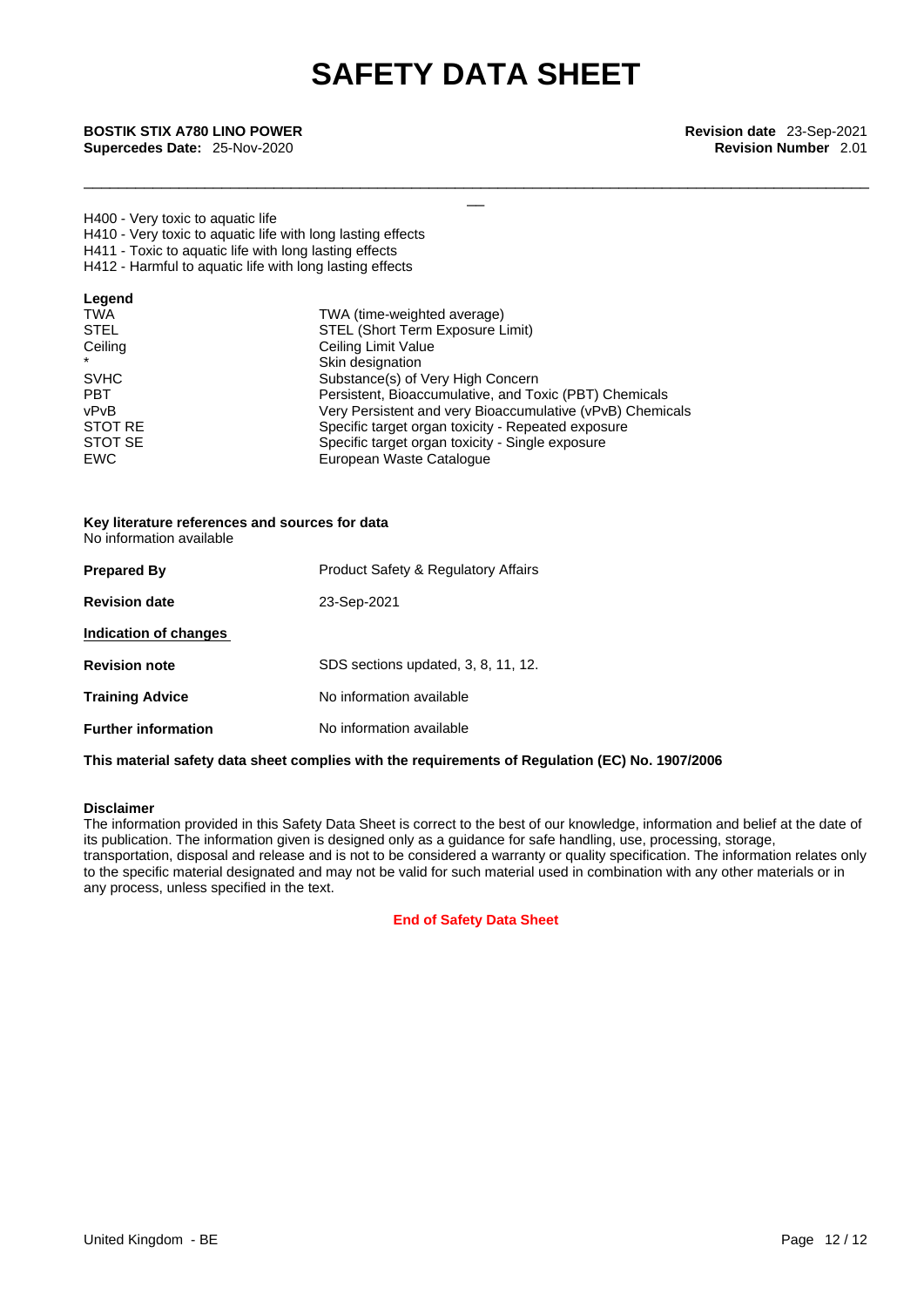H400 - Very toxic to aquatic life
H410 - Very toxic to aquatic life with long lasting effects
H411 - Toxic to aquatic life with long lasting effects
H412 - Harmful to aquatic life with long lasting effects

**Legend**

| | |
|---|---|
| TWA | TWA (time-weighted average) |
| STEL | STEL (Short Term Exposure Limit) |
| Ceiling | Ceiling Limit Value |
| * | Skin designation |
| SVHC | Substance(s) of Very High Concern |
| PBT | Persistent, Bioaccumulative, and Toxic (PBT) Chemicals |
| vPvB | Very Persistent and very Bioaccumulative (vPvB) Chemicals |
| STOT RE | Specific target organ toxicity - Repeated exposure |
| STOT SE | Specific target organ toxicity - Single exposure |
| EWC | European Waste Catalogue |

**Key literature references and sources for data**
No information available

**Prepared By** Product Safety & Regulatory Affairs

**Revision date** 23-Sep-2021

**Indication of changes**

**Revision note** SDS sections updated, 3, 8, 11, 12.

**Training Advice** No information available

**Further information** No information available

**This material safety data sheet complies with the requirements of Regulation (EC) No. 1907/2006**

**Disclaimer**
The information provided in this Safety Data Sheet is correct to the best of our knowledge, information and belief at the date of its publication. The information given is designed only as a guidance for safe handling, use, processing, storage, transportation, disposal and release and is not to be considered a warranty or quality specification. The information relates only to the specific material designated and may not be valid for such material used in combination with any other materials or in any process, unless specified in the text.

**End of Safety Data Sheet**